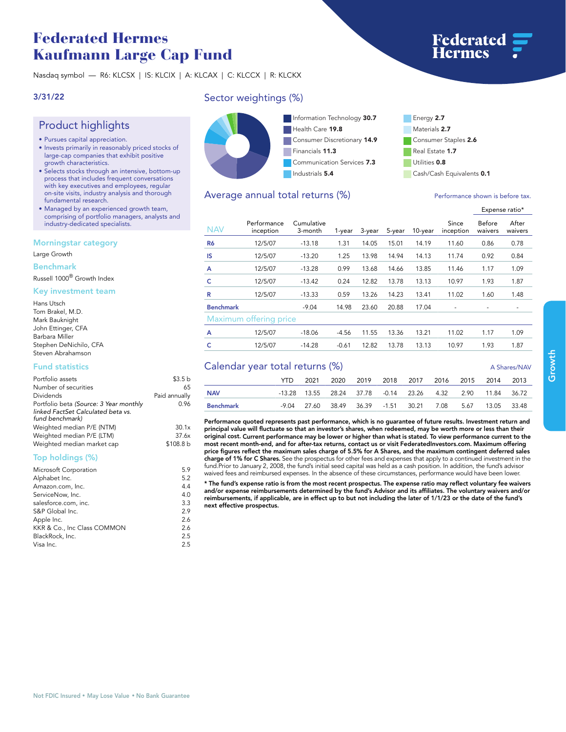# Federated Hermes Kaufmann Large Cap Fund

Nasdaq symbol — R6: KLCSX | IS: KLCIX | A: KLCAX | C: KLCCX | R: KLCKX

3/31/22

## Product highlights

- Pursues capital appreciation.
- Invests primarily in reasonably priced stocks of large-cap companies that exhibit positive growth characteristics.
- Selects stocks through an intensive, bottom-up process that includes frequent conversations with key executives and employees, regular on-site visits, industry analysis and thorough fundamental research.
- Managed by an experienced growth team, comprising of portfolio managers, analysts and industry-dedicated specialists.

### Morningstar category

Large Growth

### Benchmark

Russell 1000® Growth Index

### Key investment team

Hans Utsch
Tom Brakel, M.D.
Mark Bauknight
John Ettinger, CFA
Barbara Miller
Stephen DeNichilo, CFA
Steven Abrahamson

### Fund statistics

| | |
|---|---|
| Portfolio assets | $3.5 b |
| Number of securities | 65 |
| Dividends | Paid annually |
| Portfolio beta *(Source: 3 Year monthly linked FactSet Calculated beta vs. fund benchmark)* | 0.96 |
| Weighted median P/E (NTM) | 30.1x |
| Weighted median P/E (LTM) | 37.6x |
| Weighted median market cap | $108.8 b |

### Top holdings (%)

| | |
|---|---|
| Microsoft Corporation | 5.9 |
| Alphabet Inc. | 5.2 |
| Amazon.com, Inc. | 4.4 |
| ServiceNow, Inc. | 4.0 |
| salesforce.com, inc. | 3.3 |
| S&P Global Inc. | 2.9 |
| Apple Inc. | 2.6 |
| KKR & Co., Inc Class COMMON | 2.6 |
| BlackRock, Inc. | 2.5 |
| Visa Inc. | 2.5 |

## Sector weightings (%)

| Sector | % |
|---|---|
| Information Technology | 30.7 |
| Health Care | 19.8 |
| Consumer Discretionary | 14.9 |
| Financials | 11.3 |
| Communication Services | 7.3 |
| Industrials | 5.4 |
| Energy | 2.7 |
| Materials | 2.7 |
| Consumer Staples | 2.6 |
| Real Estate | 1.7 |
| Utilities | 0.8 |
| Cash/Cash Equivalents | 0.1 |

## Average annual total returns (%)

Performance shown is before tax.

| NAV | Performance inception | Cumulative 3-month | 1-year | 3-year | 5-year | 10-year | Since inception | Expense ratio* Before waivers | Expense ratio* After waivers |
|---|---|---|---|---|---|---|---|---|---|
| R6 | 12/5/07 | -13.18 | 1.31 | 14.05 | 15.01 | 14.19 | 11.60 | 0.86 | 0.78 |
| IS | 12/5/07 | -13.20 | 1.25 | 13.98 | 14.94 | 14.13 | 11.74 | 0.92 | 0.84 |
| A | 12/5/07 | -13.28 | 0.99 | 13.68 | 14.66 | 13.85 | 11.46 | 1.17 | 1.09 |
| C | 12/5/07 | -13.42 | 0.24 | 12.82 | 13.78 | 13.13 | 10.97 | 1.93 | 1.87 |
| R | 12/5/07 | -13.33 | 0.59 | 13.26 | 14.23 | 13.41 | 11.02 | 1.60 | 1.48 |
| Benchmark | | -9.04 | 14.98 | 23.60 | 20.88 | 17.04 | - | - | - |
| **Maximum offering price** | | | | | | | | | |
| A | 12/5/07 | -18.06 | -4.56 | 11.55 | 13.36 | 13.21 | 11.02 | 1.17 | 1.09 |
| C | 12/5/07 | -14.28 | -0.61 | 12.82 | 13.78 | 13.13 | 10.97 | 1.93 | 1.87 |

## Calendar year total returns (%)

A Shares/NAV

| | YTD | 2021 | 2020 | 2019 | 2018 | 2017 | 2016 | 2015 | 2014 | 2013 |
|---|---|---|---|---|---|---|---|---|---|---|
| NAV | -13.28 | 13.55 | 28.24 | 37.78 | -0.14 | 23.26 | 4.32 | 2.90 | 11.84 | 36.72 |
| Benchmark | -9.04 | 27.60 | 38.49 | 36.39 | -1.51 | 30.21 | 7.08 | 5.67 | 13.05 | 33.48 |

**Performance quoted represents past performance, which is no guarantee of future results. Investment return and principal value will fluctuate so that an investor's shares, when redeemed, may be worth more or less than their original cost. Current performance may be lower or higher than what is stated. To view performance current to the most recent month-end, and for after-tax returns, contact us or visit FederatedInvestors.com. Maximum offering price figures reflect the maximum sales charge of 5.5% for A Shares, and the maximum contingent deferred sales charge of 1% for C Shares.** See the prospectus for other fees and expenses that apply to a continued investment in the fund.Prior to January 2, 2008, the fund's initial seed capital was held as a cash position. In addition, the fund's advisor waived fees and reimbursed expenses. In the absence of these circumstances, performance would have been lower.

**\* The fund's expense ratio is from the most recent prospectus. The expense ratio may reflect voluntary fee waivers and/or expense reimbursements determined by the fund's Advisor and its affiliates. The voluntary waivers and/or reimbursements, if applicable, are in effect up to but not including the later of 1/1/23 or the date of the fund's next effective prospectus.**

Not FDIC Insured • May Lose Value • No Bank Guarantee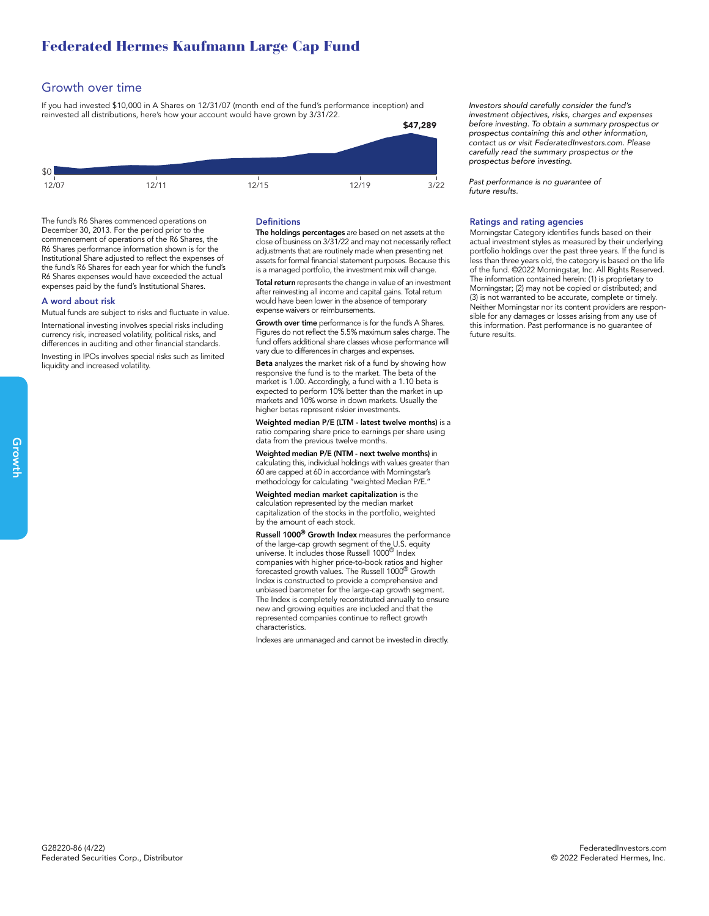# Federated Hermes Kaufmann Large Cap Fund

## Growth over time

If you had invested $10,000 in A Shares on 12/31/07 (month end of the fund's performance inception) and reinvested all distributions, here's how your account would have grown by 3/31/22.

$47,289

$0

12/07 12/11 12/15 12/19 3/22

*Investors should carefully consider the fund's investment objectives, risks, charges and expenses before investing. To obtain a summary prospectus or prospectus containing this and other information, contact us or visit FederatedInvestors.com. Please carefully read the summary prospectus or the prospectus before investing.*

*Past performance is no guarantee of future results.*

The fund's R6 Shares commenced operations on December 30, 2013. For the period prior to the commencement of operations of the R6 Shares, the R6 Shares performance information shown is for the Institutional Share adjusted to reflect the expenses of the fund's R6 Shares for each year for which the fund's R6 Shares expenses would have exceeded the actual expenses paid by the fund's Institutional Shares.

### A word about risk

Mutual funds are subject to risks and fluctuate in value.

International investing involves special risks including currency risk, increased volatility, political risks, and differences in auditing and other financial standards.

Investing in IPOs involves special risks such as limited liquidity and increased volatility.

### Definitions

**The holdings percentages** are based on net assets at the close of business on 3/31/22 and may not necessarily reflect adjustments that are routinely made when presenting net assets for formal financial statement purposes. Because this is a managed portfolio, the investment mix will change.

**Total return** represents the change in value of an investment after reinvesting all income and capital gains. Total return would have been lower in the absence of temporary expense waivers or reimbursements.

**Growth over time** performance is for the fund's A Shares. Figures do not reflect the 5.5% maximum sales charge. The fund offers additional share classes whose performance will vary due to differences in charges and expenses.

**Beta** analyzes the market risk of a fund by showing how responsive the fund is to the market. The beta of the market is 1.00. Accordingly, a fund with a 1.10 beta is expected to perform 10% better than the market in up markets and 10% worse in down markets. Usually the higher betas represent riskier investments.

**Weighted median P/E (LTM - latest twelve months)** is a ratio comparing share price to earnings per share using data from the previous twelve months.

**Weighted median P/E (NTM - next twelve months)** in calculating this, individual holdings with values greater than 60 are capped at 60 in accordance with Morningstar's methodology for calculating "weighted Median P/E."

**Weighted median market capitalization** is the calculation represented by the median market capitalization of the stocks in the portfolio, weighted by the amount of each stock.

**Russell 1000® Growth Index** measures the performance of the large-cap growth segment of the U.S. equity universe. It includes those Russell 1000® Index companies with higher price-to-book ratios and higher forecasted growth values. The Russell 1000® Growth Index is constructed to provide a comprehensive and unbiased barometer for the large-cap growth segment. The Index is completely reconstituted annually to ensure new and growing equities are included and that the represented companies continue to reflect growth characteristics.

Indexes are unmanaged and cannot be invested in directly.

### Ratings and rating agencies

Morningstar Category identifies funds based on their actual investment styles as measured by their underlying portfolio holdings over the past three years. If the fund is less than three years old, the category is based on the life of the fund. ©2022 Morningstar, Inc. All Rights Reserved. The information contained herein: (1) is proprietary to Morningstar; (2) may not be copied or distributed; and (3) is not warranted to be accurate, complete or timely. Neither Morningstar nor its content providers are responsible for any damages or losses arising from any use of this information. Past performance is no guarantee of future results.

G28220-86 (4/22)
Federated Securities Corp., Distributor

FederatedInvestors.com
© 2022 Federated Hermes, Inc.